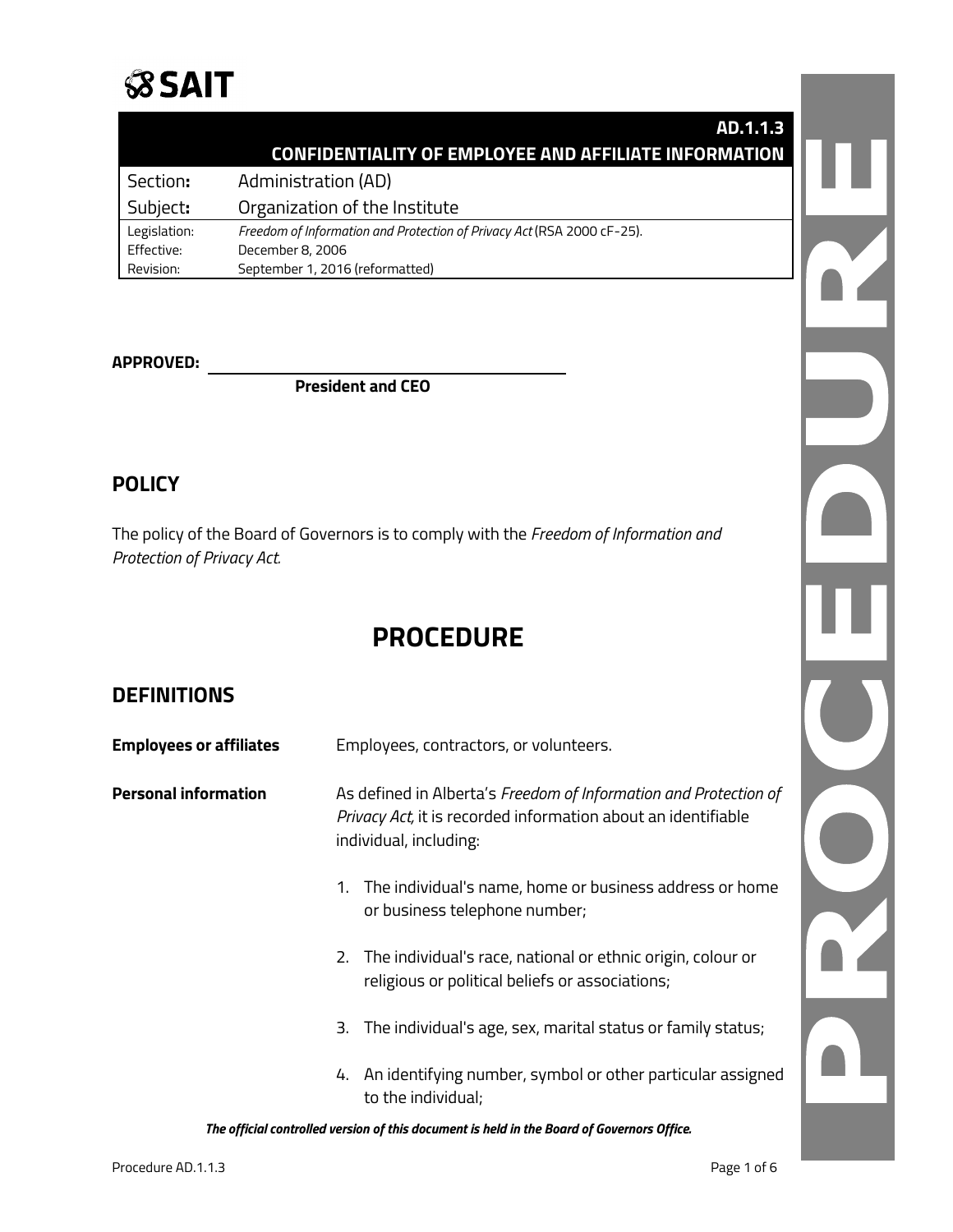SAIT

| | AD.1.1.3 CONFIDENTIALITY OF EMPLOYEE AND AFFILIATE INFORMATION |
|---|---|
| Section: | Administration (AD) |
| Subject: | Organization of the Institute |
| Legislation: | *Freedom of Information and Protection of Privacy Act* (RSA 2000 cF-25). |
| Effective: | December 8, 2006 |
| Revision: | September 1, 2016 (reformatted) |

**APPROVED:** ______________________________

**President and CEO**

## POLICY

The policy of the Board of Governors is to comply with the *Freedom of Information and Protection of Privacy Act.*

# PROCEDURE

## DEFINITIONS

**Employees or affiliates** Employees, contractors, or volunteers.

**Personal information** As defined in Alberta's *Freedom of Information and Protection of Privacy Act,* it is recorded information about an identifiable individual, including:

1. The individual's name, home or business address or home or business telephone number;
2. The individual's race, national or ethnic origin, colour or religious or political beliefs or associations;
3. The individual's age, sex, marital status or family status;
4. An identifying number, symbol or other particular assigned to the individual;

***The official controlled version of this document is held in the Board of Governors Office.***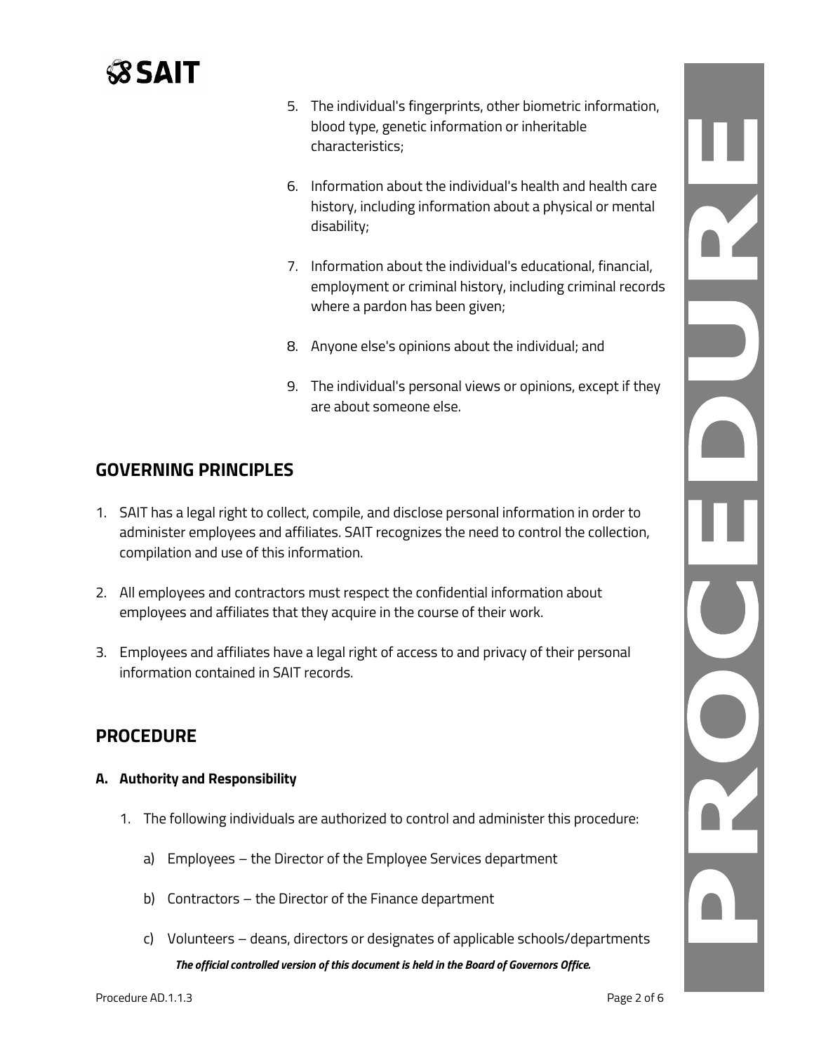5. The individual's fingerprints, other biometric information, blood type, genetic information or inheritable characteristics;

6. Information about the individual's health and health care history, including information about a physical or mental disability;

7. Information about the individual's educational, financial, employment or criminal history, including criminal records where a pardon has been given;

8. Anyone else's opinions about the individual; and

9. The individual's personal views or opinions, except if they are about someone else.

## GOVERNING PRINCIPLES

1. SAIT has a legal right to collect, compile, and disclose personal information in order to administer employees and affiliates. SAIT recognizes the need to control the collection, compilation and use of this information.

2. All employees and contractors must respect the confidential information about employees and affiliates that they acquire in the course of their work.

3. Employees and affiliates have a legal right of access to and privacy of their personal information contained in SAIT records.

## PROCEDURE

### A. Authority and Responsibility

1. The following individuals are authorized to control and administer this procedure:

   a) Employees – the Director of the Employee Services department

   b) Contractors – the Director of the Finance department

   c) Volunteers – deans, directors or designates of applicable schools/departments

***The official controlled version of this document is held in the Board of Governors Office.***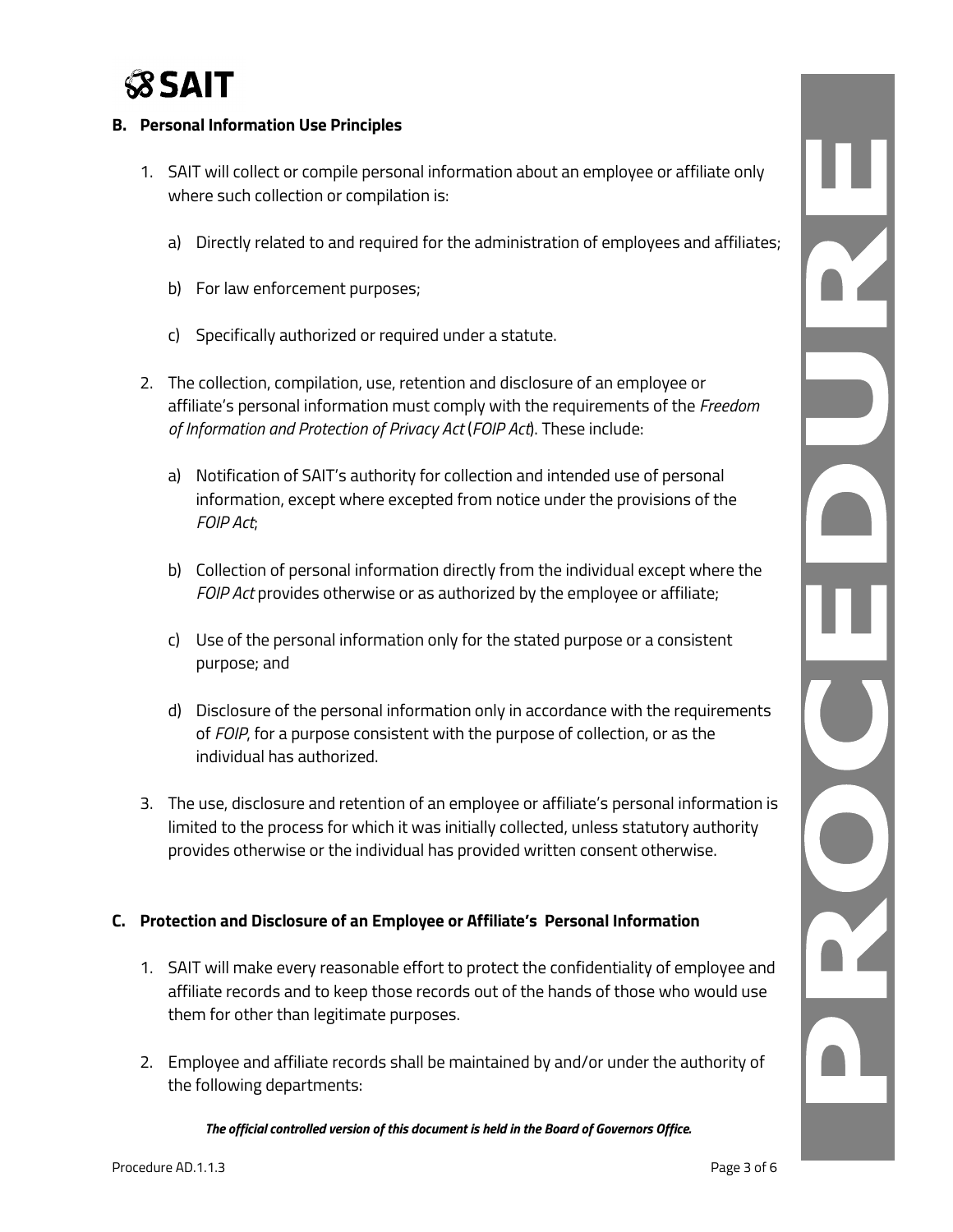## B. Personal Information Use Principles

1. SAIT will collect or compile personal information about an employee or affiliate only where such collection or compilation is:

   a) Directly related to and required for the administration of employees and affiliates;

   b) For law enforcement purposes;

   c) Specifically authorized or required under a statute.

2. The collection, compilation, use, retention and disclosure of an employee or affiliate's personal information must comply with the requirements of the *Freedom of Information and Protection of Privacy Act* (*FOIP Act*). These include:

   a) Notification of SAIT's authority for collection and intended use of personal information, except where excepted from notice under the provisions of the *FOIP Act*;

   b) Collection of personal information directly from the individual except where the *FOIP Act* provides otherwise or as authorized by the employee or affiliate;

   c) Use of the personal information only for the stated purpose or a consistent purpose; and

   d) Disclosure of the personal information only in accordance with the requirements of *FOIP*, for a purpose consistent with the purpose of collection, or as the individual has authorized.

3. The use, disclosure and retention of an employee or affiliate's personal information is limited to the process for which it was initially collected, unless statutory authority provides otherwise or the individual has provided written consent otherwise.

## C. Protection and Disclosure of an Employee or Affiliate's Personal Information

1. SAIT will make every reasonable effort to protect the confidentiality of employee and affiliate records and to keep those records out of the hands of those who would use them for other than legitimate purposes.

2. Employee and affiliate records shall be maintained by and/or under the authority of the following departments:

***The official controlled version of this document is held in the Board of Governors Office.***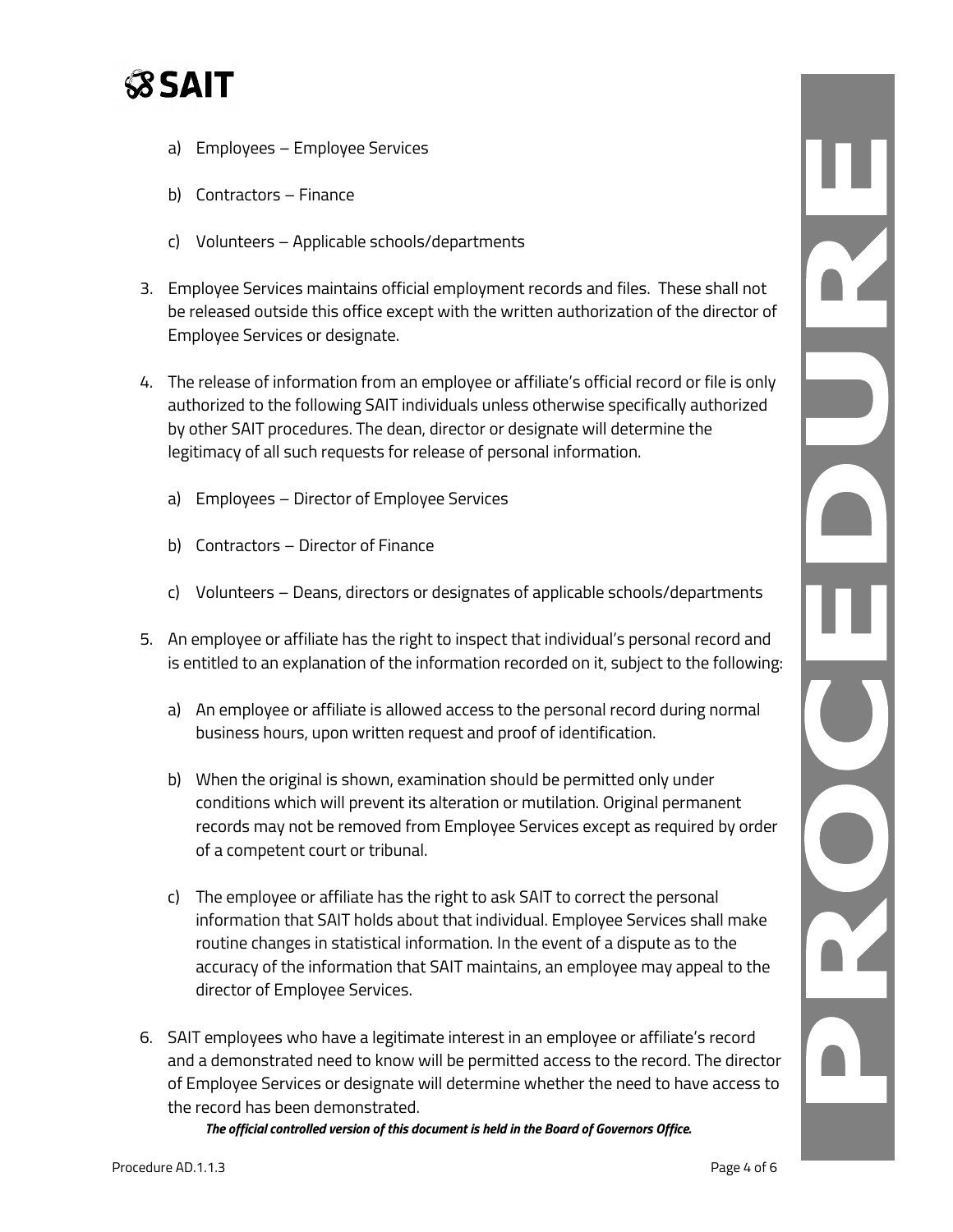a) Employees – Employee Services

b) Contractors – Finance

c) Volunteers – Applicable schools/departments

3. Employee Services maintains official employment records and files. These shall not be released outside this office except with the written authorization of the director of Employee Services or designate.

4. The release of information from an employee or affiliate's official record or file is only authorized to the following SAIT individuals unless otherwise specifically authorized by other SAIT procedures. The dean, director or designate will determine the legitimacy of all such requests for release of personal information.

   a) Employees – Director of Employee Services

   b) Contractors – Director of Finance

   c) Volunteers – Deans, directors or designates of applicable schools/departments

5. An employee or affiliate has the right to inspect that individual's personal record and is entitled to an explanation of the information recorded on it, subject to the following:

   a) An employee or affiliate is allowed access to the personal record during normal business hours, upon written request and proof of identification.

   b) When the original is shown, examination should be permitted only under conditions which will prevent its alteration or mutilation. Original permanent records may not be removed from Employee Services except as required by order of a competent court or tribunal.

   c) The employee or affiliate has the right to ask SAIT to correct the personal information that SAIT holds about that individual. Employee Services shall make routine changes in statistical information. In the event of a dispute as to the accuracy of the information that SAIT maintains, an employee may appeal to the director of Employee Services.

6. SAIT employees who have a legitimate interest in an employee or affiliate's record and a demonstrated need to know will be permitted access to the record. The director of Employee Services or designate will determine whether the need to have access to the record has been demonstrated.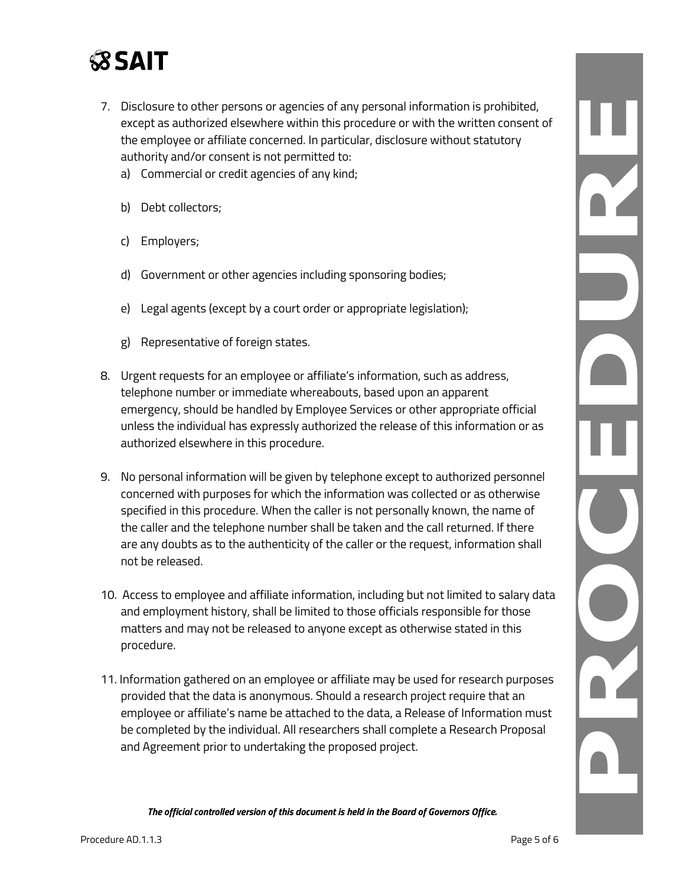7. Disclosure to other persons or agencies of any personal information is prohibited, except as authorized elsewhere within this procedure or with the written consent of the employee or affiliate concerned. In particular, disclosure without statutory authority and/or consent is not permitted to:
   a) Commercial or credit agencies of any kind;
   b) Debt collectors;
   c) Employers;
   d) Government or other agencies including sponsoring bodies;
   e) Legal agents (except by a court order or appropriate legislation);
   g) Representative of foreign states.
8. Urgent requests for an employee or affiliate's information, such as address, telephone number or immediate whereabouts, based upon an apparent emergency, should be handled by Employee Services or other appropriate official unless the individual has expressly authorized the release of this information or as authorized elsewhere in this procedure.
9. No personal information will be given by telephone except to authorized personnel concerned with purposes for which the information was collected or as otherwise specified in this procedure. When the caller is not personally known, the name of the caller and the telephone number shall be taken and the call returned. If there are any doubts as to the authenticity of the caller or the request, information shall not be released.
10. Access to employee and affiliate information, including but not limited to salary data and employment history, shall be limited to those officials responsible for those matters and may not be released to anyone except as otherwise stated in this procedure.
11. Information gathered on an employee or affiliate may be used for research purposes provided that the data is anonymous. Should a research project require that an employee or affiliate's name be attached to the data, a Release of Information must be completed by the individual. All researchers shall complete a Research Proposal and Agreement prior to undertaking the proposed project.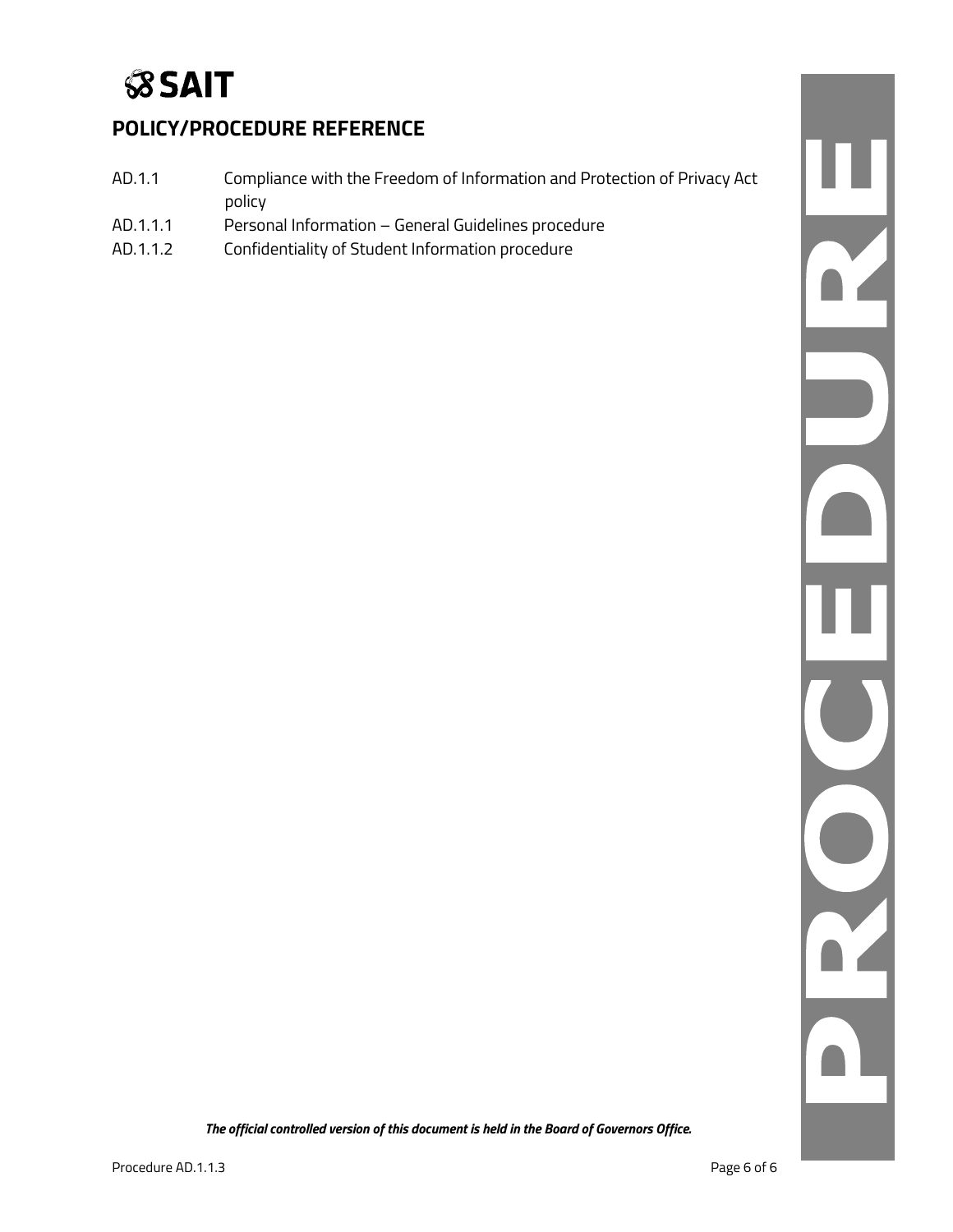## POLICY/PROCEDURE REFERENCE

| | |
|---|---|
| AD.1.1 | Compliance with the Freedom of Information and Protection of Privacy Act policy |
| AD.1.1.1 | Personal Information – General Guidelines procedure |
| AD.1.1.2 | Confidentiality of Student Information procedure |

***The official controlled version of this document is held in the Board of Governors Office.***